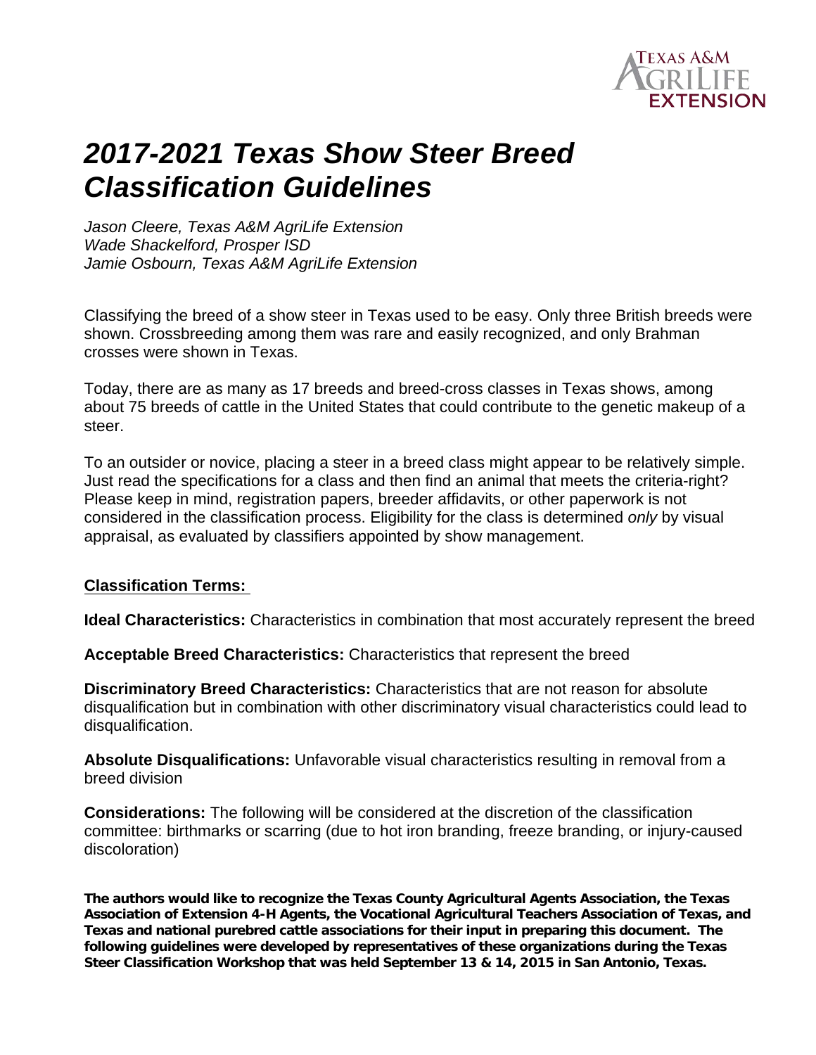# *2017-2021 Texas Show Steer Breed Classification Guidelines*

*Jason Cleere, Texas A&M AgriLife Extension*
*Wade Shackelford, Prosper ISD*
*Jamie Osbourn, Texas A&M AgriLife Extension*

Classifying the breed of a show steer in Texas used to be easy. Only three British breeds were shown. Crossbreeding among them was rare and easily recognized, and only Brahman crosses were shown in Texas.

Today, there are as many as 17 breeds and breed-cross classes in Texas shows, among about 75 breeds of cattle in the United States that could contribute to the genetic makeup of a steer.

To an outsider or novice, placing a steer in a breed class might appear to be relatively simple. Just read the specifications for a class and then find an animal that meets the criteria-right? Please keep in mind, registration papers, breeder affidavits, or other paperwork is not considered in the classification process. Eligibility for the class is determined *only* by visual appraisal, as evaluated by classifiers appointed by show management.

**Classification Terms:**

**Ideal Characteristics:** Characteristics in combination that most accurately represent the breed

**Acceptable Breed Characteristics:** Characteristics that represent the breed

**Discriminatory Breed Characteristics:** Characteristics that are not reason for absolute disqualification but in combination with other discriminatory visual characteristics could lead to disqualification.

**Absolute Disqualifications:** Unfavorable visual characteristics resulting in removal from a breed division

**Considerations:** The following will be considered at the discretion of the classification committee: birthmarks or scarring (due to hot iron branding, freeze branding, or injury-caused discoloration)

**The authors would like to recognize the Texas County Agricultural Agents Association, the Texas Association of Extension 4-H Agents, the Vocational Agricultural Teachers Association of Texas, and Texas and national purebred cattle associations for their input in preparing this document. The following guidelines were developed by representatives of these organizations during the Texas Steer Classification Workshop that was held September 13 & 14, 2015 in San Antonio, Texas.**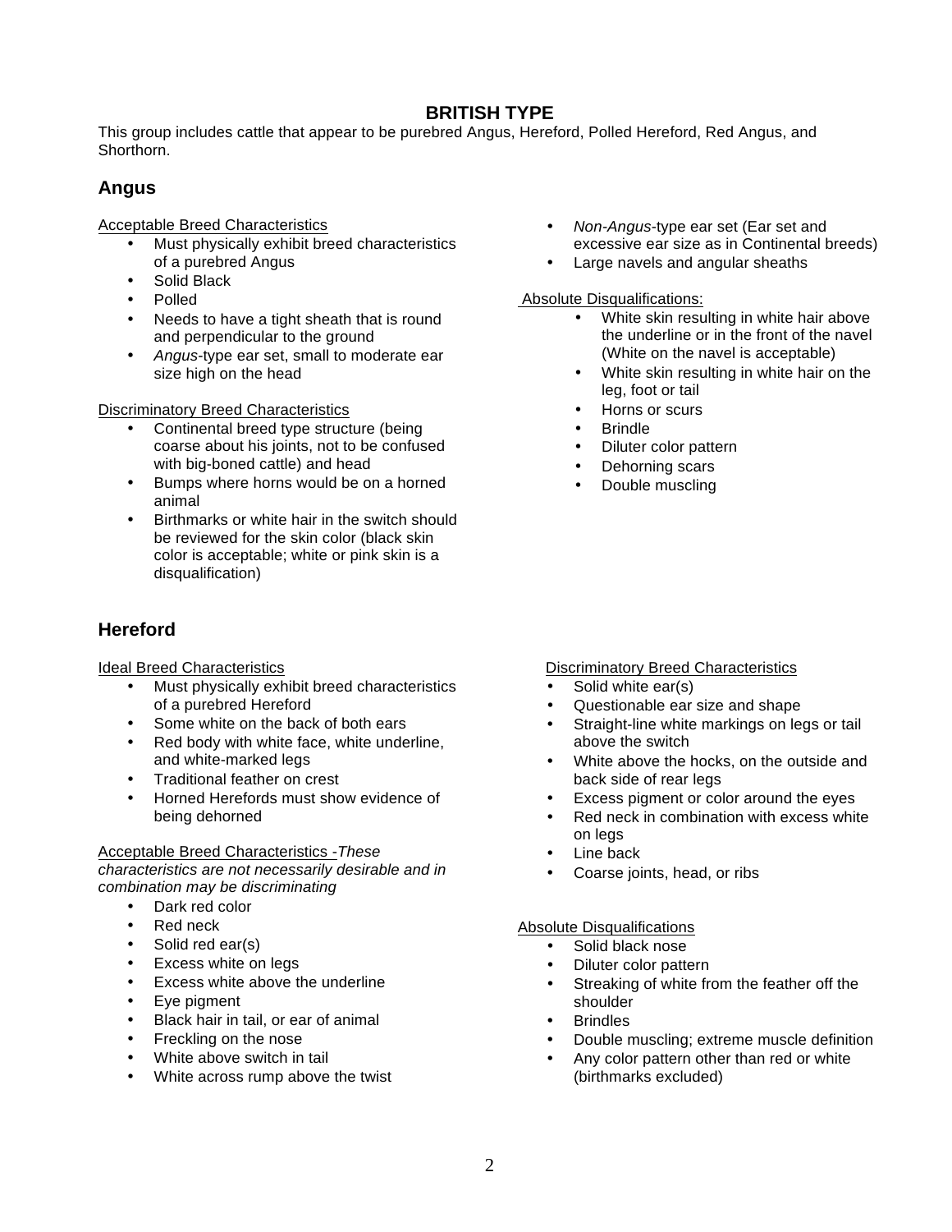# BRITISH TYPE

This group includes cattle that appear to be purebred Angus, Hereford, Polled Hereford, Red Angus, and Shorthorn.

## Angus

Acceptable Breed Characteristics

- Must physically exhibit breed characteristics of a purebred Angus
- Solid Black
- Polled
- Needs to have a tight sheath that is round and perpendicular to the ground
- *Angus*-type ear set, small to moderate ear size high on the head

Discriminatory Breed Characteristics

- Continental breed type structure (being coarse about his joints, not to be confused with big-boned cattle) and head
- Bumps where horns would be on a horned animal
- Birthmarks or white hair in the switch should be reviewed for the skin color (black skin color is acceptable; white or pink skin is a disqualification)
- *Non-Angus*-type ear set (Ear set and excessive ear size as in Continental breeds)
- Large navels and angular sheaths

Absolute Disqualifications:

- White skin resulting in white hair above the underline or in the front of the navel (White on the navel is acceptable)
- White skin resulting in white hair on the leg, foot or tail
- Horns or scurs
- Brindle
- Diluter color pattern
- Dehorning scars
- Double muscling

## Hereford

Ideal Breed Characteristics

- Must physically exhibit breed characteristics of a purebred Hereford
- Some white on the back of both ears
- Red body with white face, white underline, and white-marked legs
- Traditional feather on crest
- Horned Herefords must show evidence of being dehorned

Acceptable Breed Characteristics -*These characteristics are not necessarily desirable and in combination may be discriminating*

- Dark red color
- Red neck
- Solid red ear(s)
- Excess white on legs
- Excess white above the underline
- Eye pigment
- Black hair in tail, or ear of animal
- Freckling on the nose
- White above switch in tail
- White across rump above the twist

Discriminatory Breed Characteristics

- Solid white ear(s)
- Questionable ear size and shape
- Straight-line white markings on legs or tail above the switch
- White above the hocks, on the outside and back side of rear legs
- Excess pigment or color around the eyes
- Red neck in combination with excess white on legs
- Line back
- Coarse joints, head, or ribs

Absolute Disqualifications

- Solid black nose
- Diluter color pattern
- Streaking of white from the feather off the shoulder
- Brindles
- Double muscling; extreme muscle definition
- Any color pattern other than red or white (birthmarks excluded)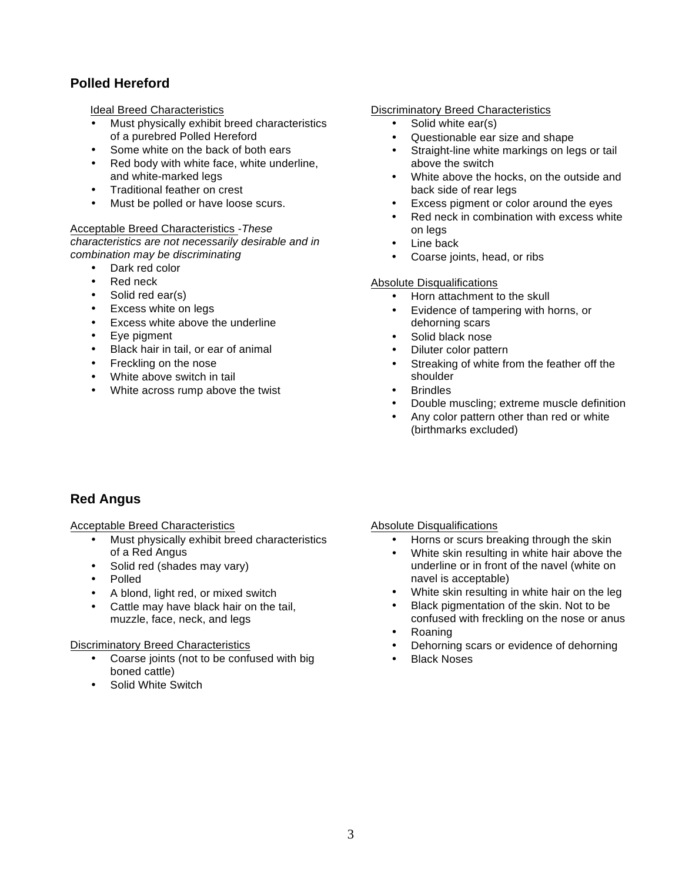## Polled Hereford

Ideal Breed Characteristics

- Must physically exhibit breed characteristics of a purebred Polled Hereford
- Some white on the back of both ears
- Red body with white face, white underline, and white-marked legs
- Traditional feather on crest
- Must be polled or have loose scurs.

Acceptable Breed Characteristics -*These characteristics are not necessarily desirable and in combination may be discriminating*

- Dark red color
- Red neck
- Solid red ear(s)
- Excess white on legs
- Excess white above the underline
- Eye pigment
- Black hair in tail, or ear of animal
- Freckling on the nose
- White above switch in tail
- White across rump above the twist

Discriminatory Breed Characteristics

- Solid white ear(s)
- Questionable ear size and shape
- Straight-line white markings on legs or tail above the switch
- White above the hocks, on the outside and back side of rear legs
- Excess pigment or color around the eyes
- Red neck in combination with excess white on legs
- Line back
- Coarse joints, head, or ribs

Absolute Disqualifications

- Horn attachment to the skull
- Evidence of tampering with horns, or dehorning scars
- Solid black nose
- Diluter color pattern
- Streaking of white from the feather off the shoulder
- Brindles
- Double muscling; extreme muscle definition
- Any color pattern other than red or white (birthmarks excluded)

## Red Angus

Acceptable Breed Characteristics

- Must physically exhibit breed characteristics of a Red Angus
- Solid red (shades may vary)
- Polled
- A blond, light red, or mixed switch
- Cattle may have black hair on the tail, muzzle, face, neck, and legs

Discriminatory Breed Characteristics

- Coarse joints (not to be confused with big boned cattle)
- Solid White Switch

Absolute Disqualifications

- Horns or scurs breaking through the skin
- White skin resulting in white hair above the underline or in front of the navel (white on navel is acceptable)
- White skin resulting in white hair on the leg
- Black pigmentation of the skin. Not to be confused with freckling on the nose or anus
- Roaning
- Dehorning scars or evidence of dehorning
- Black Noses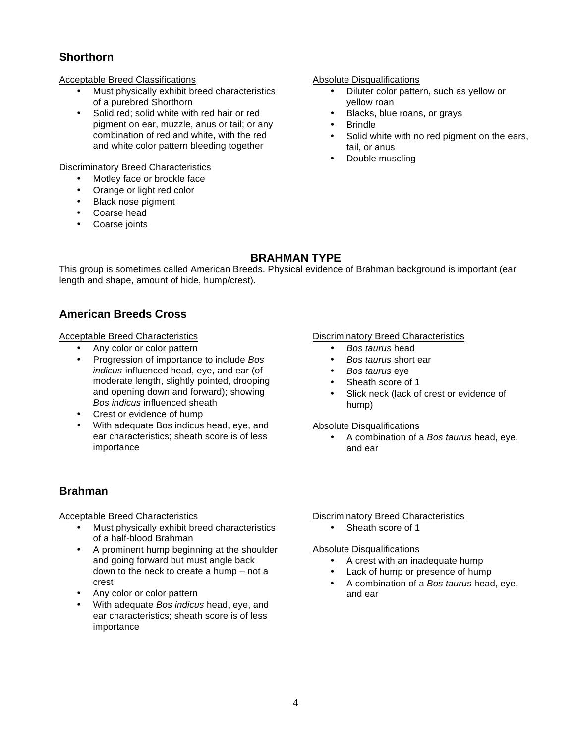### Shorthorn

Acceptable Breed Classifications

- Must physically exhibit breed characteristics of a purebred Shorthorn
- Solid red; solid white with red hair or red pigment on ear, muzzle, anus or tail; or any combination of red and white, with the red and white color pattern bleeding together

Discriminatory Breed Characteristics

- Motley face or brockle face
- Orange or light red color
- Black nose pigment
- Coarse head
- Coarse joints

Absolute Disqualifications

- Diluter color pattern, such as yellow or yellow roan
- Blacks, blue roans, or grays
- Brindle
- Solid white with no red pigment on the ears, tail, or anus
- Double muscling

## BRAHMAN TYPE

This group is sometimes called American Breeds. Physical evidence of Brahman background is important (ear length and shape, amount of hide, hump/crest).

### American Breeds Cross

Acceptable Breed Characteristics

- Any color or color pattern
- Progression of importance to include *Bos indicus*-influenced head, eye, and ear (of moderate length, slightly pointed, drooping and opening down and forward); showing *Bos indicus* influenced sheath
- Crest or evidence of hump
- With adequate Bos indicus head, eye, and ear characteristics; sheath score is of less importance

Discriminatory Breed Characteristics

- *Bos taurus* head
- *Bos taurus* short ear
- *Bos taurus* eye
- Sheath score of 1
- Slick neck (lack of crest or evidence of hump)

Absolute Disqualifications

- A combination of a *Bos taurus* head, eye, and ear

### Brahman

Acceptable Breed Characteristics

- Must physically exhibit breed characteristics of a half-blood Brahman
- A prominent hump beginning at the shoulder and going forward but must angle back down to the neck to create a hump – not a crest
- Any color or color pattern
- With adequate *Bos indicus* head, eye, and ear characteristics; sheath score is of less importance

Discriminatory Breed Characteristics

- Sheath score of 1

Absolute Disqualifications

- A crest with an inadequate hump
- Lack of hump or presence of hump
- A combination of a *Bos taurus* head, eye, and ear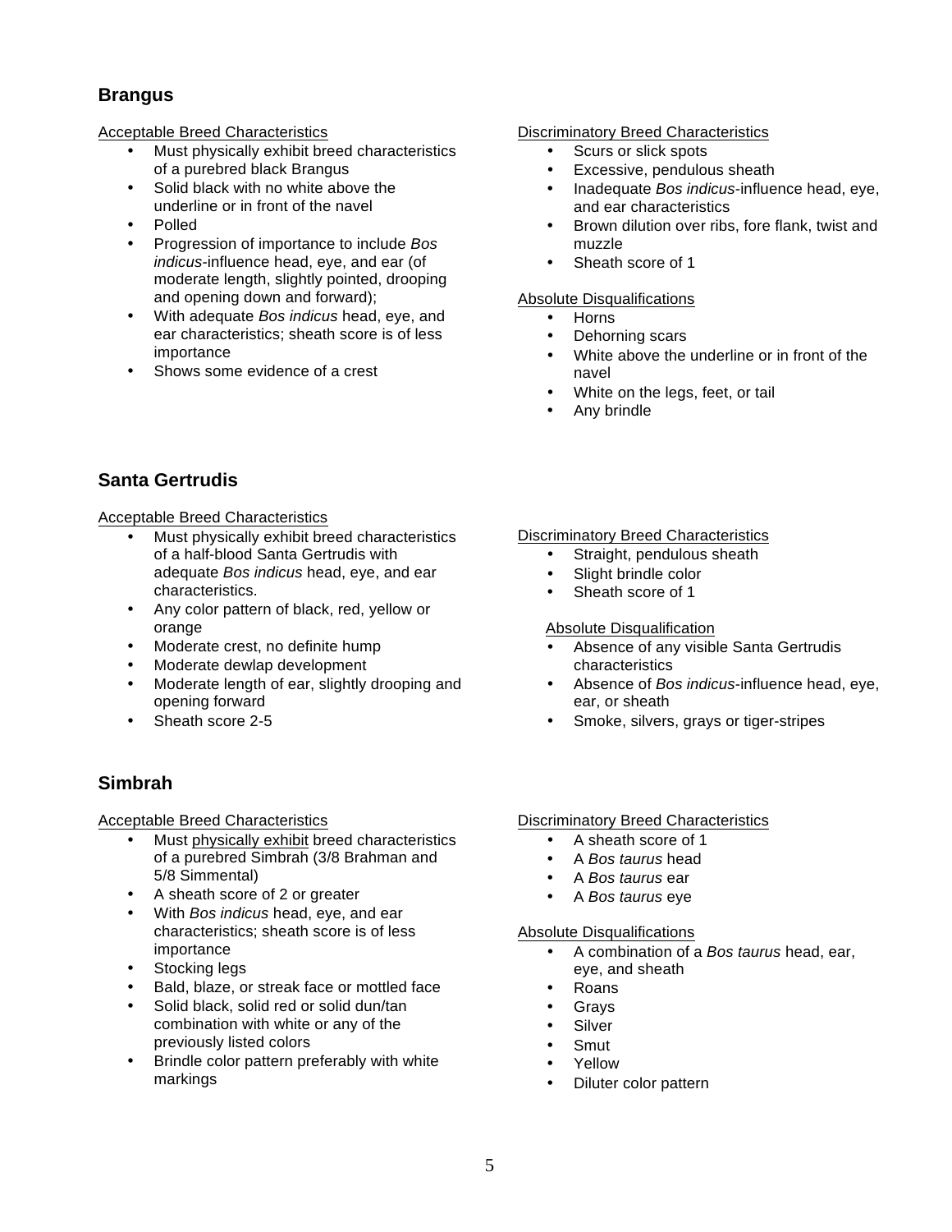## Brangus

Acceptable Breed Characteristics

- Must physically exhibit breed characteristics of a purebred black Brangus
- Solid black with no white above the underline or in front of the navel
- Polled
- Progression of importance to include *Bos indicus*-influence head, eye, and ear (of moderate length, slightly pointed, drooping and opening down and forward);
- With adequate *Bos indicus* head, eye, and ear characteristics; sheath score is of less importance
- Shows some evidence of a crest

Discriminatory Breed Characteristics

- Scurs or slick spots
- Excessive, pendulous sheath
- Inadequate *Bos indicus*-influence head, eye, and ear characteristics
- Brown dilution over ribs, fore flank, twist and muzzle
- Sheath score of 1

Absolute Disqualifications

- Horns
- Dehorning scars
- White above the underline or in front of the navel
- White on the legs, feet, or tail
- Any brindle

## Santa Gertrudis

Acceptable Breed Characteristics

- Must physically exhibit breed characteristics of a half-blood Santa Gertrudis with adequate *Bos indicus* head, eye, and ear characteristics.
- Any color pattern of black, red, yellow or orange
- Moderate crest, no definite hump
- Moderate dewlap development
- Moderate length of ear, slightly drooping and opening forward
- Sheath score 2-5

Discriminatory Breed Characteristics

- Straight, pendulous sheath
- Slight brindle color
- Sheath score of 1

Absolute Disqualification

- Absence of any visible Santa Gertrudis characteristics
- Absence of *Bos indicus*-influence head, eye, ear, or sheath
- Smoke, silvers, grays or tiger-stripes

## Simbrah

Acceptable Breed Characteristics

- Must physically exhibit breed characteristics of a purebred Simbrah (3/8 Brahman and 5/8 Simmental)
- A sheath score of 2 or greater
- With *Bos indicus* head, eye, and ear characteristics; sheath score is of less importance
- Stocking legs
- Bald, blaze, or streak face or mottled face
- Solid black, solid red or solid dun/tan combination with white or any of the previously listed colors
- Brindle color pattern preferably with white markings

Discriminatory Breed Characteristics

- A sheath score of 1
- A *Bos taurus* head
- A *Bos taurus* ear
- A *Bos taurus* eye

Absolute Disqualifications

- A combination of a *Bos taurus* head, ear, eye, and sheath
- Roans
- Grays
- Silver
- Smut
- Yellow
- Diluter color pattern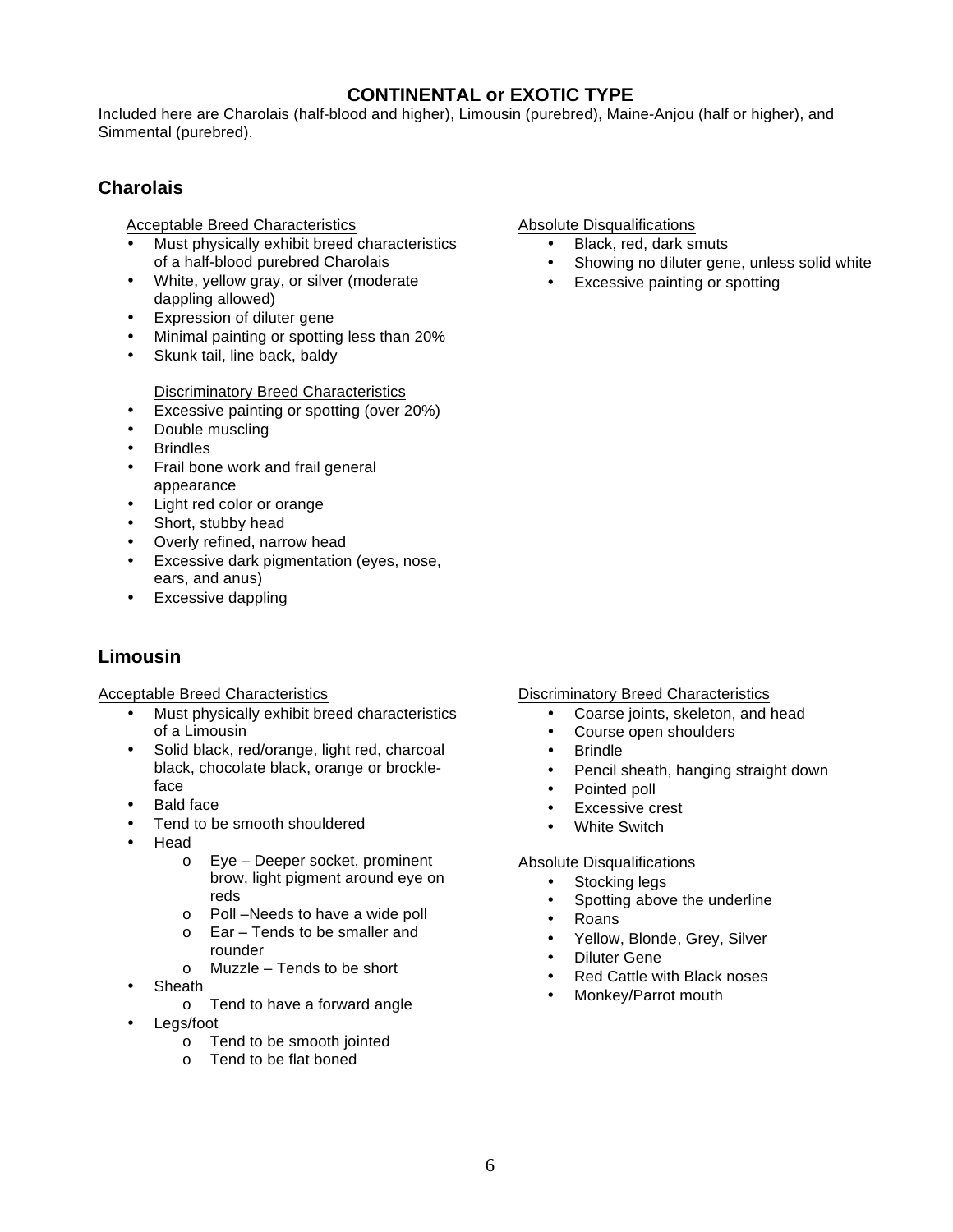## CONTINENTAL or EXOTIC TYPE

Included here are Charolais (half-blood and higher), Limousin (purebred), Maine-Anjou (half or higher), and Simmental (purebred).

### Charolais

Acceptable Breed Characteristics

- Must physically exhibit breed characteristics of a half-blood purebred Charolais
- White, yellow gray, or silver (moderate dappling allowed)
- Expression of diluter gene
- Minimal painting or spotting less than 20%
- Skunk tail, line back, baldy

Discriminatory Breed Characteristics

- Excessive painting or spotting (over 20%)
- Double muscling
- Brindles
- Frail bone work and frail general appearance
- Light red color or orange
- Short, stubby head
- Overly refined, narrow head
- Excessive dark pigmentation (eyes, nose, ears, and anus)
- Excessive dappling

Absolute Disqualifications

- Black, red, dark smuts
- Showing no diluter gene, unless solid white
- Excessive painting or spotting

### Limousin

Acceptable Breed Characteristics

- Must physically exhibit breed characteristics of a Limousin
- Solid black, red/orange, light red, charcoal black, chocolate black, orange or brockle-face
- Bald face
- Tend to be smooth shouldered
- Head
  - Eye – Deeper socket, prominent brow, light pigment around eye on reds
  - Poll –Needs to have a wide poll
  - Ear – Tends to be smaller and rounder
  - Muzzle – Tends to be short
- Sheath
  - Tend to have a forward angle
- Legs/foot
  - Tend to be smooth jointed
  - Tend to be flat boned

Discriminatory Breed Characteristics

- Coarse joints, skeleton, and head
- Course open shoulders
- Brindle
- Pencil sheath, hanging straight down
- Pointed poll
- Excessive crest
- White Switch

Absolute Disqualifications

- Stocking legs
- Spotting above the underline
- Roans
- Yellow, Blonde, Grey, Silver
- Diluter Gene
- Red Cattle with Black noses
- Monkey/Parrot mouth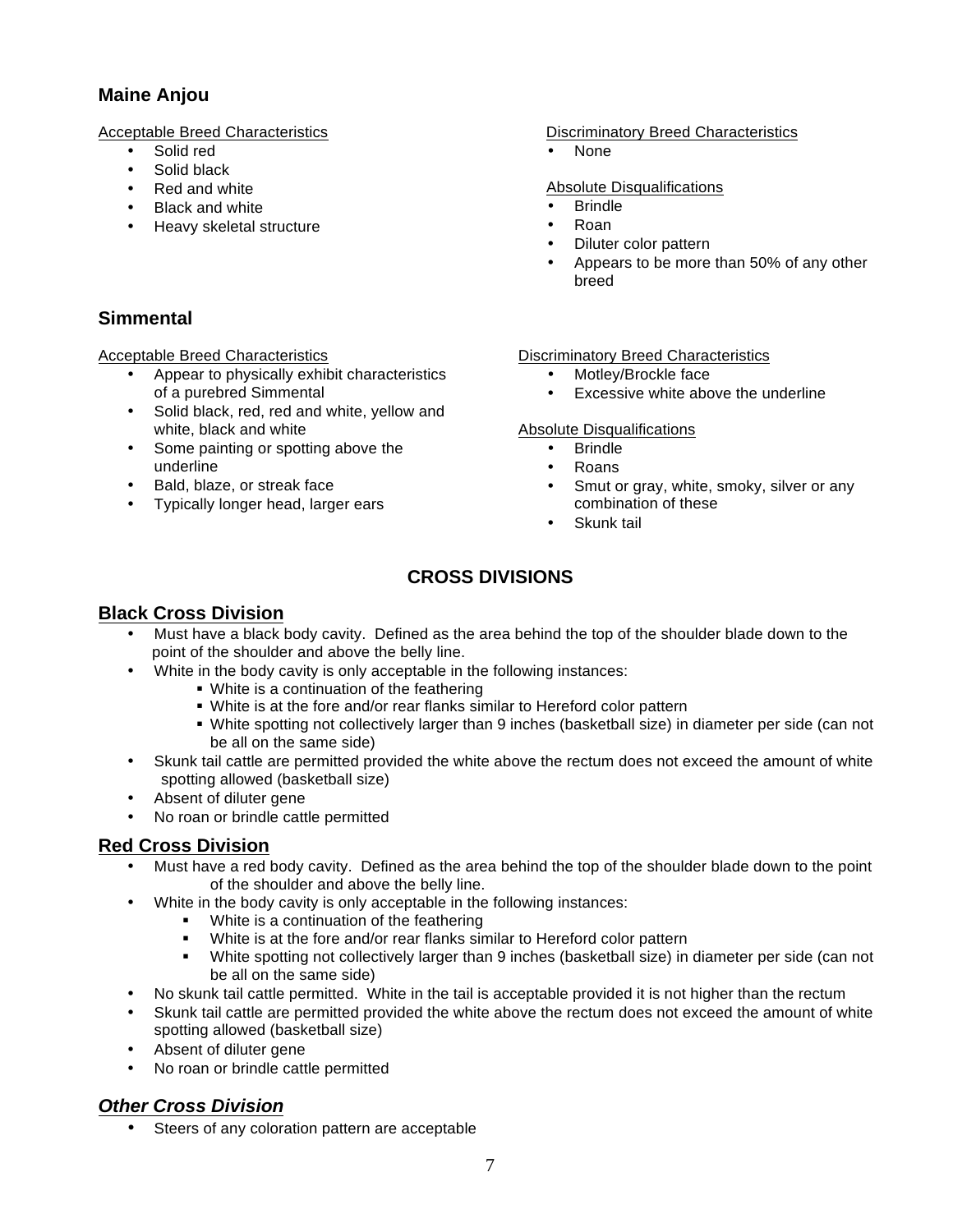## Maine Anjou

Acceptable Breed Characteristics

- Solid red
- Solid black
- Red and white
- Black and white
- Heavy skeletal structure

Discriminatory Breed Characteristics

- None

Absolute Disqualifications

- Brindle
- Roan
- Diluter color pattern
- Appears to be more than 50% of any other breed

## Simmental

Acceptable Breed Characteristics

- Appear to physically exhibit characteristics of a purebred Simmental
- Solid black, red, red and white, yellow and white, black and white
- Some painting or spotting above the underline
- Bald, blaze, or streak face
- Typically longer head, larger ears

Discriminatory Breed Characteristics

- Motley/Brockle face
- Excessive white above the underline

Absolute Disqualifications

- Brindle
- Roans
- Smut or gray, white, smoky, silver or any combination of these
- Skunk tail

# CROSS DIVISIONS

## Black Cross Division

- Must have a black body cavity. Defined as the area behind the top of the shoulder blade down to the point of the shoulder and above the belly line.
- White in the body cavity is only acceptable in the following instances:
  - White is a continuation of the feathering
  - White is at the fore and/or rear flanks similar to Hereford color pattern
  - White spotting not collectively larger than 9 inches (basketball size) in diameter per side (can not be all on the same side)
- Skunk tail cattle are permitted provided the white above the rectum does not exceed the amount of white spotting allowed (basketball size)
- Absent of diluter gene
- No roan or brindle cattle permitted

## Red Cross Division

- Must have a red body cavity. Defined as the area behind the top of the shoulder blade down to the point of the shoulder and above the belly line.
- White in the body cavity is only acceptable in the following instances:
  - White is a continuation of the feathering
  - White is at the fore and/or rear flanks similar to Hereford color pattern
  - White spotting not collectively larger than 9 inches (basketball size) in diameter per side (can not be all on the same side)
- No skunk tail cattle permitted. White in the tail is acceptable provided it is not higher than the rectum
- Skunk tail cattle are permitted provided the white above the rectum does not exceed the amount of white spotting allowed (basketball size)
- Absent of diluter gene
- No roan or brindle cattle permitted

## *Other Cross Division*

- Steers of any coloration pattern are acceptable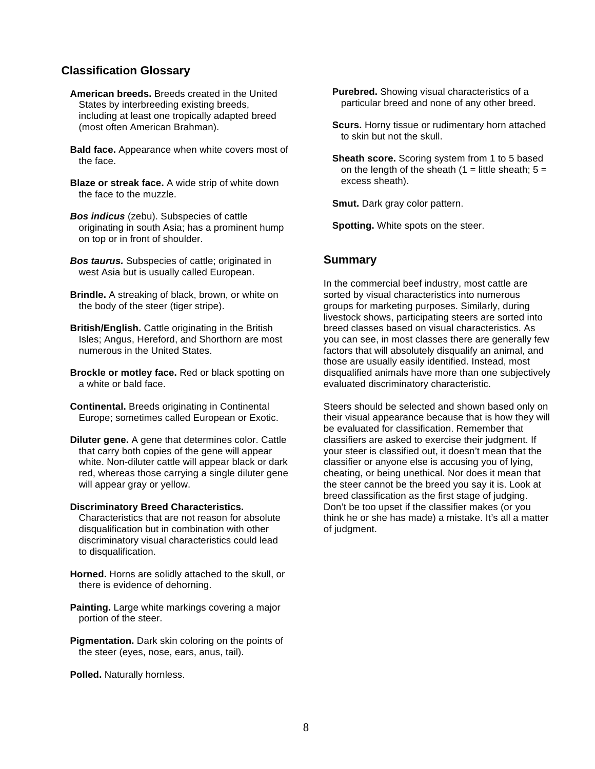## Classification Glossary

**American breeds.** Breeds created in the United States by interbreeding existing breeds, including at least one tropically adapted breed (most often American Brahman).

**Bald face.** Appearance when white covers most of the face.

**Blaze or streak face.** A wide strip of white down the face to the muzzle.

***Bos indicus*** (zebu). Subspecies of cattle originating in south Asia; has a prominent hump on top or in front of shoulder.

***Bos taurus.*** Subspecies of cattle; originated in west Asia but is usually called European.

**Brindle.** A streaking of black, brown, or white on the body of the steer (tiger stripe).

**British/English.** Cattle originating in the British Isles; Angus, Hereford, and Shorthorn are most numerous in the United States.

**Brockle or motley face.** Red or black spotting on a white or bald face.

**Continental.** Breeds originating in Continental Europe; sometimes called European or Exotic.

**Diluter gene.** A gene that determines color. Cattle that carry both copies of the gene will appear white. Non-diluter cattle will appear black or dark red, whereas those carrying a single diluter gene will appear gray or yellow.

**Discriminatory Breed Characteristics.** Characteristics that are not reason for absolute disqualification but in combination with other discriminatory visual characteristics could lead to disqualification.

**Horned.** Horns are solidly attached to the skull, or there is evidence of dehorning.

**Painting.** Large white markings covering a major portion of the steer.

**Pigmentation.** Dark skin coloring on the points of the steer (eyes, nose, ears, anus, tail).

**Polled.** Naturally hornless.

**Purebred.** Showing visual characteristics of a particular breed and none of any other breed.

**Scurs.** Horny tissue or rudimentary horn attached to skin but not the skull.

**Sheath score.** Scoring system from 1 to 5 based on the length of the sheath (1 = little sheath; 5 = excess sheath).

**Smut.** Dark gray color pattern.

**Spotting.** White spots on the steer.

## Summary

In the commercial beef industry, most cattle are sorted by visual characteristics into numerous groups for marketing purposes. Similarly, during livestock shows, participating steers are sorted into breed classes based on visual characteristics. As you can see, in most classes there are generally few factors that will absolutely disqualify an animal, and those are usually easily identified. Instead, most disqualified animals have more than one subjectively evaluated discriminatory characteristic.

Steers should be selected and shown based only on their visual appearance because that is how they will be evaluated for classification. Remember that classifiers are asked to exercise their judgment. If your steer is classified out, it doesn't mean that the classifier or anyone else is accusing you of lying, cheating, or being unethical. Nor does it mean that the steer cannot be the breed you say it is. Look at breed classification as the first stage of judging. Don't be too upset if the classifier makes (or you think he or she has made) a mistake. It's all a matter of judgment.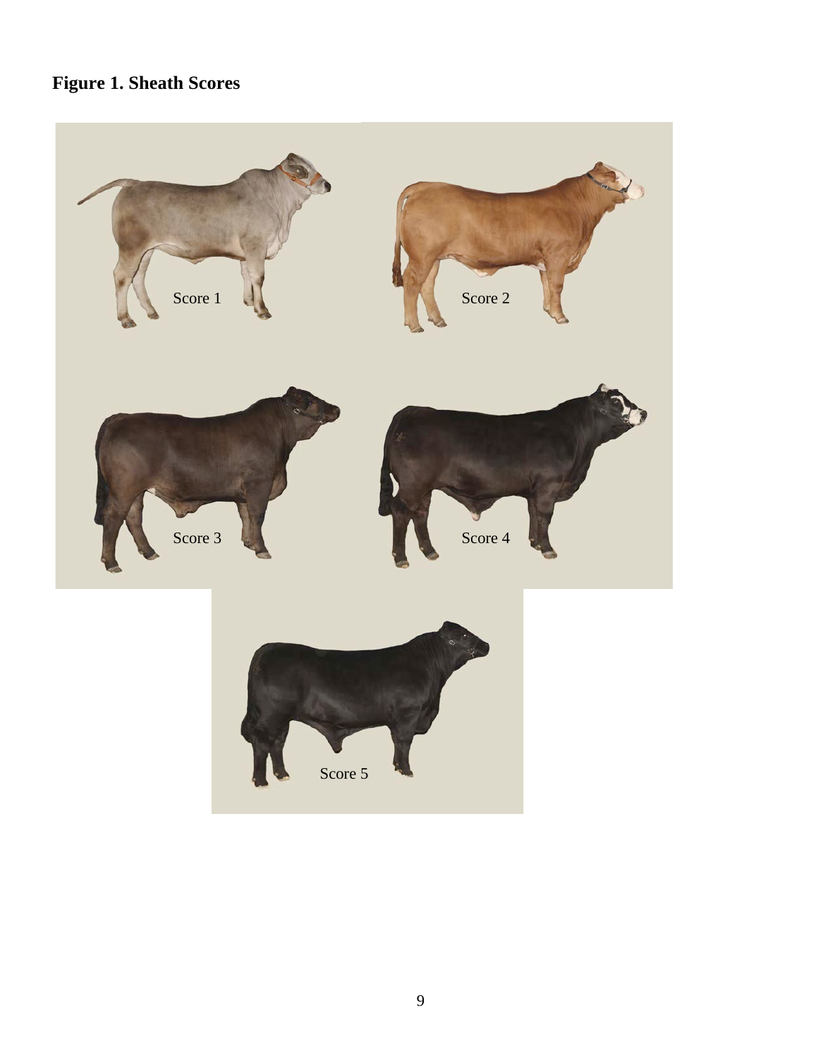**Figure 1. Sheath Scores**

Score 1

Score 2

Score 3

Score 4

Score 5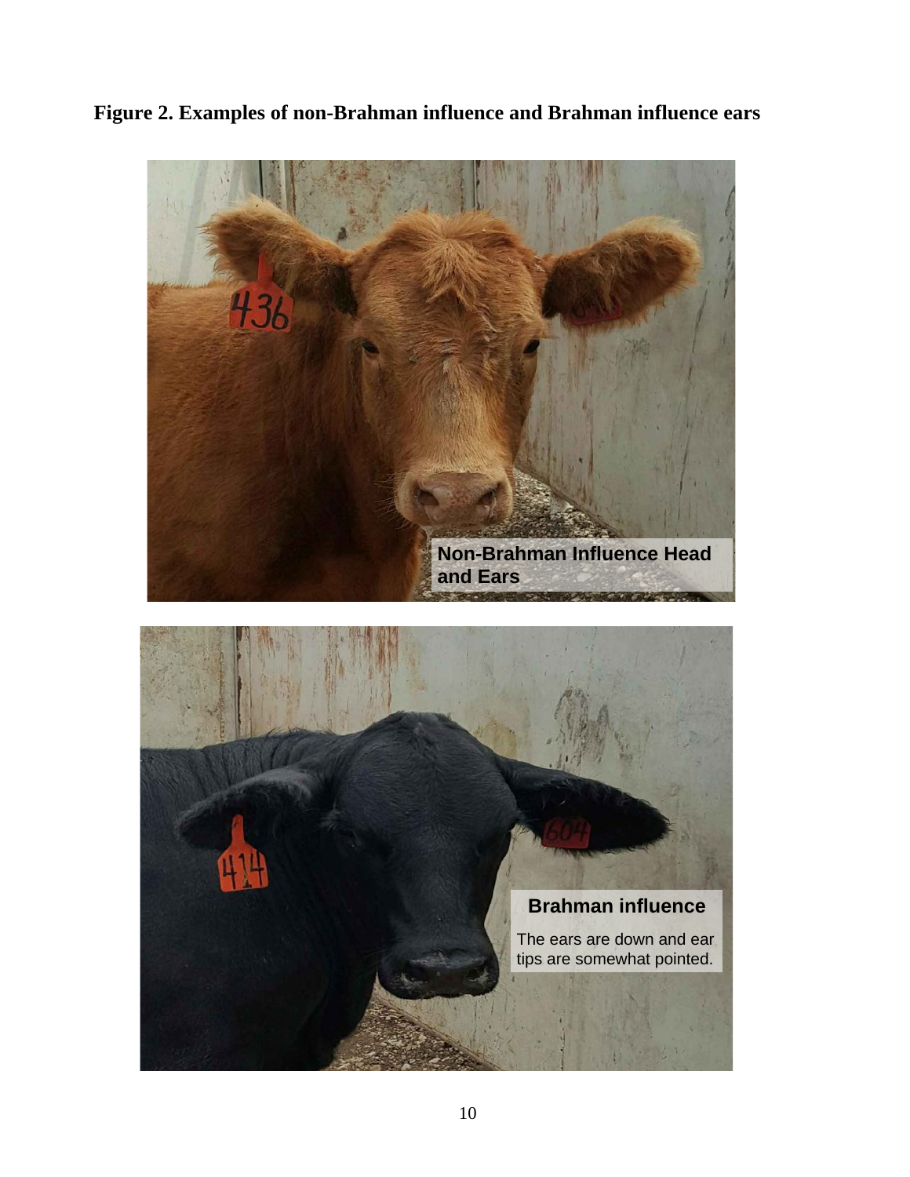**Figure 2. Examples of non-Brahman influence and Brahman influence ears**

Non-Brahman Influence Head and Ears

Brahman influence

The ears are down and ear tips are somewhat pointed.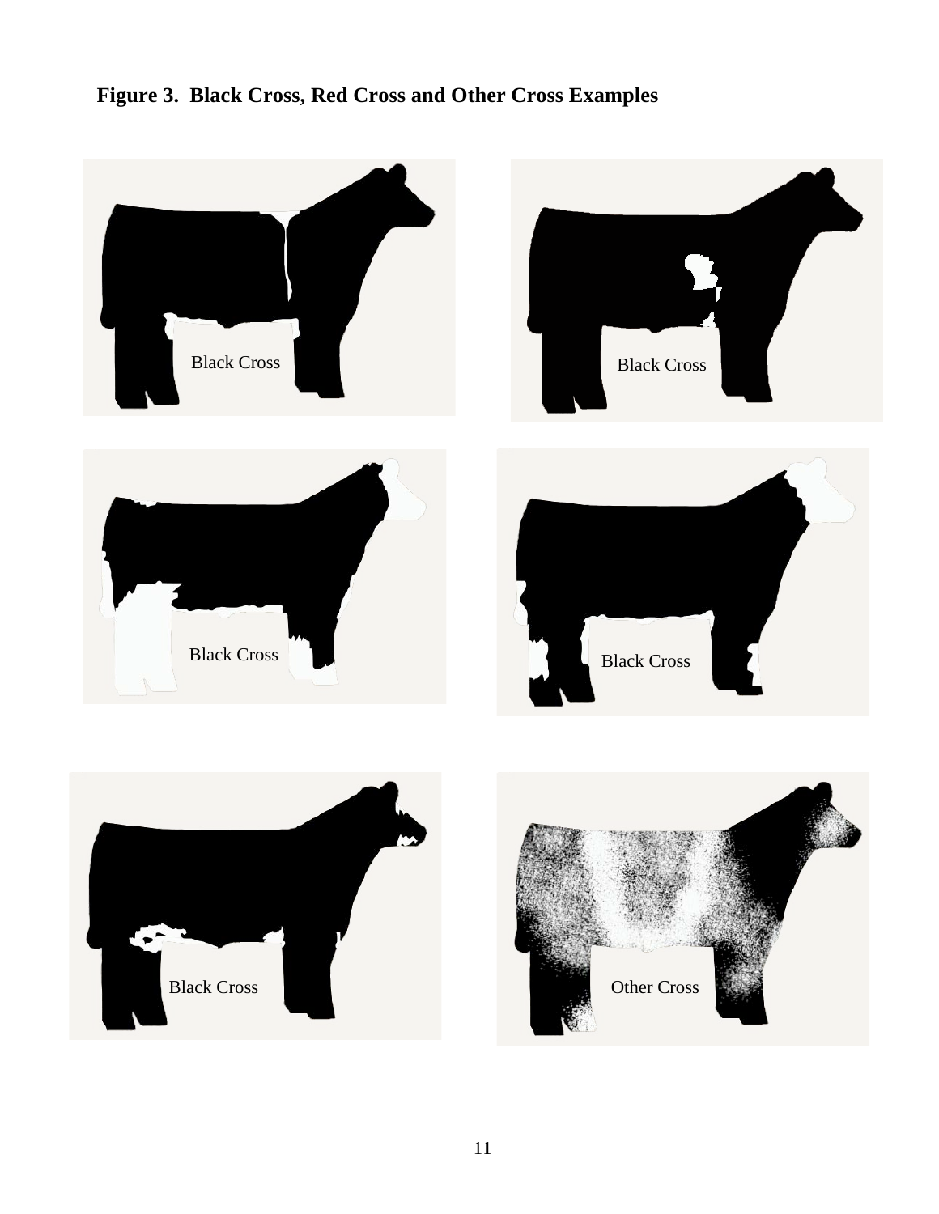**Figure 3. Black Cross, Red Cross and Other Cross Examples**

Black Cross

Black Cross

Black Cross

Black Cross

Black Cross

Other Cross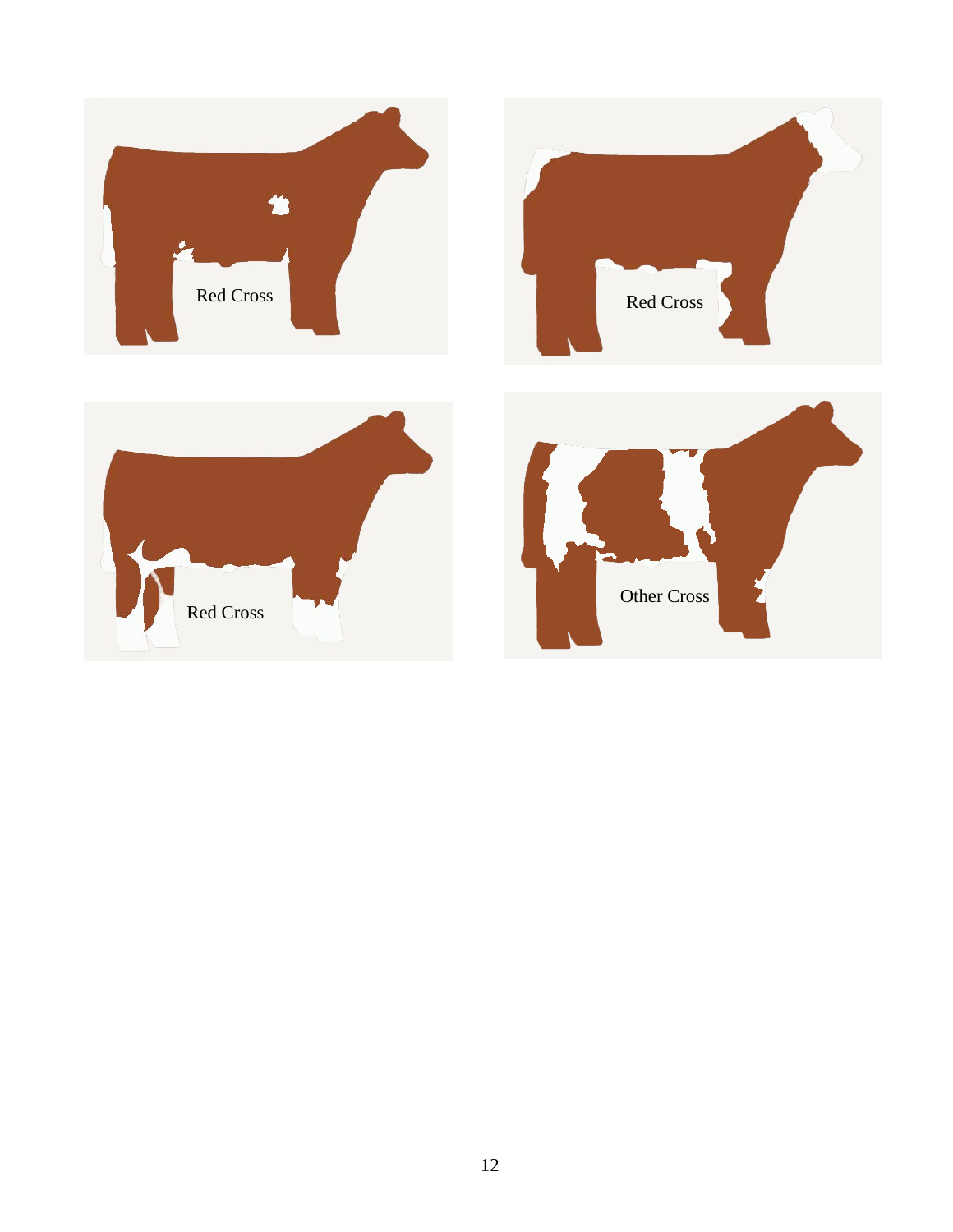Red Cross

Red Cross

Red Cross

Other Cross